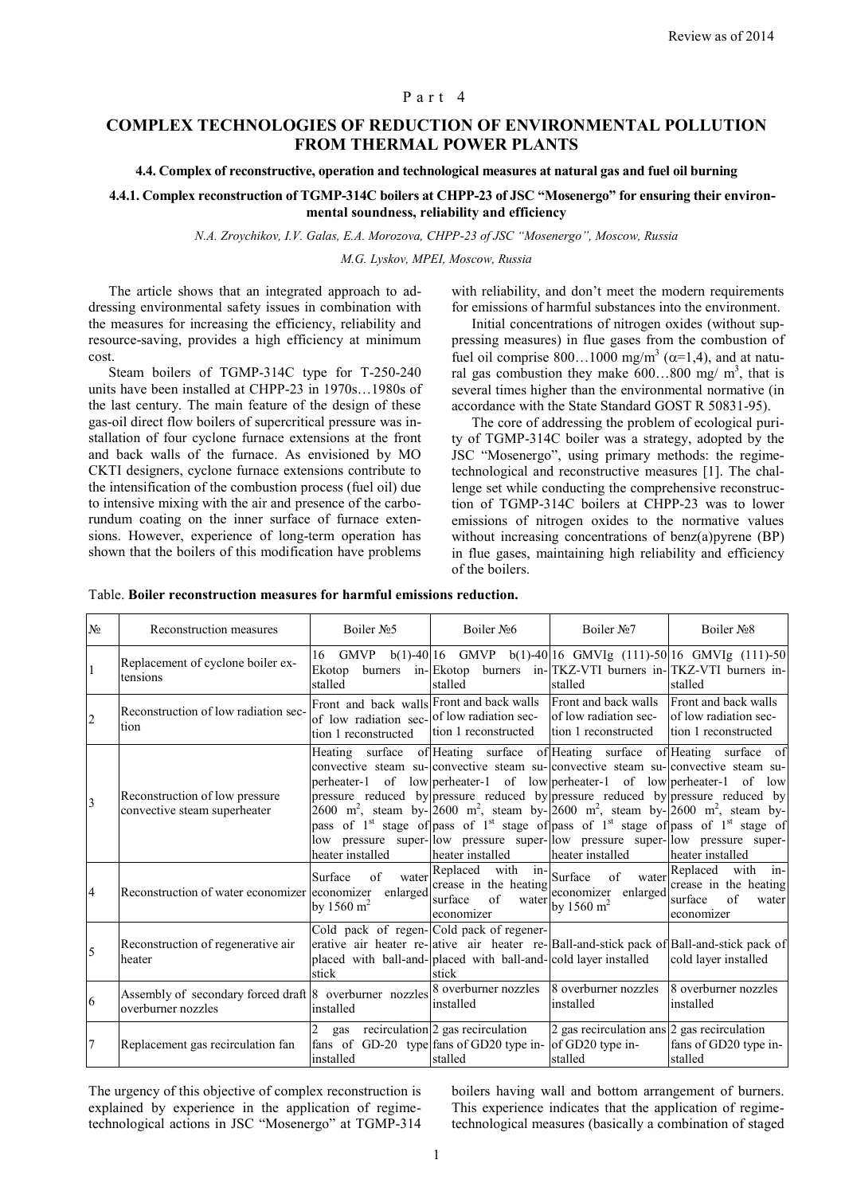Review as of 2014

Part 4

# COMPLEX TECHNOLOGIES OF REDUCTION OF ENVIRONMENTAL POLLUTION FROM THERMAL POWER PLANTS

### 4.4. Complex of reconstructive, operation and technological measures at natural gas and fuel oil burning

### 4.4.1. Complex reconstruction of TGMP-314C boilers at CHPP-23 of JSC "Mosenergo" for ensuring their environmental soundness, reliability and efficiency

*N.A. Zroychikov, I.V. Galas, E.A. Morozova, CHPP-23 of JSC "Mosenergo", Moscow, Russia*

*M.G. Lyskov, MPEI, Moscow, Russia*

The article shows that an integrated approach to addressing environmental safety issues in combination with the measures for increasing the efficiency, reliability and resource-saving, provides a high efficiency at minimum cost.

Steam boilers of TGMP-314C type for T-250-240 units have been installed at CHPP-23 in 1970s…1980s of the last century. The main feature of the design of these gas-oil direct flow boilers of supercritical pressure was installation of four cyclone furnace extensions at the front and back walls of the furnace. As envisioned by MO CKTI designers, cyclone furnace extensions contribute to the intensification of the combustion process (fuel oil) due to intensive mixing with the air and presence of the carborundum coating on the inner surface of furnace extensions. However, experience of long-term operation has shown that the boilers of this modification have problems with reliability, and don't meet the modern requirements for emissions of harmful substances into the environment.

Initial concentrations of nitrogen oxides (without suppressing measures) in flue gases from the combustion of fuel oil comprise 800…1000 mg/m$^3$ ($\alpha$=1,4), and at natural gas combustion they make 600…800 mg/ m$^3$, that is several times higher than the environmental normative (in accordance with the State Standard GOST R 50831-95).

The core of addressing the problem of ecological purity of TGMP-314C boiler was a strategy, adopted by the JSC "Mosenergo", using primary methods: the regime-technological and reconstructive measures [1]. The challenge set while conducting the comprehensive reconstruction of TGMP-314C boilers at CHPP-23 was to lower emissions of nitrogen oxides to the normative values without increasing concentrations of benz(a)pyrene (BP) in flue gases, maintaining high reliability and efficiency of the boilers.

Table. **Boiler reconstruction measures for harmful emissions reduction.**

| № | Reconstruction measures | Boiler №5 | Boiler №6 | Boiler №7 | Boiler №8 |
|---|---|---|---|---|---|
| 1 | Replacement of cyclone boiler extensions | 16 GMVP b(1)-40 Ekotop burners installed | 16 GMVP b(1)-40 Ekotop burners installed | 16 GMVIg (111)-50 TKZ-VTI burners installed | 16 GMVIg (111)-50 TKZ-VTI burners installed |
| 2 | Reconstruction of low radiation section | Front and back walls of low radiation section 1 reconstructed | Front and back walls of low radiation section 1 reconstructed | Front and back walls of low radiation section 1 reconstructed | Front and back walls of low radiation section 1 reconstructed |
| 3 | Reconstruction of low pressure convective steam superheater | Heating surface of convective steam superheater-1 of low pressure reduced by 2600 m$^2$, steam by-pass of 1$^{st}$ stage of low pressure superheater installed | Heating surface of convective steam superheater-1 of low pressure reduced by 2600 m$^2$, steam by-pass of 1$^{st}$ stage of low pressure superheater installed | Heating surface of convective steam superheater-1 of low pressure reduced by 2600 m$^2$, steam by-pass of 1$^{st}$ stage of low pressure superheater installed | Heating surface of convective steam superheater-1 of low pressure reduced by 2600 m$^2$, steam by-pass of 1$^{st}$ stage of low pressure superheater installed |
| 4 | Reconstruction of water economizer | Surface of water economizer enlarged by 1560 m$^2$ | Replaced with increase in the heating surface of water economizer | Surface of water economizer enlarged by 1560 m$^2$ | Replaced with increase in the heating surface of water economizer |
| 5 | Reconstruction of regenerative air heater | Cold pack of regenerative air heater replaced with ball-and-stick | Cold pack of regenerative air heater replaced with ball-and-stick | Ball-and-stick pack of cold layer installed | Ball-and-stick pack of cold layer installed |
| 6 | Assembly of secondary forced draft overburner nozzles | 8 overburner nozzles installed | 8 overburner nozzles installed | 8 overburner nozzles installed | 8 overburner nozzles installed |
| 7 | Replacement gas recirculation fan | 2 gas recirculation fans of GD-20 type installed | 2 gas recirculation fans of GD20 type installed | 2 gas recirculation ans of GD20 type installed | 2 gas recirculation fans of GD20 type installed |

The urgency of this objective of complex reconstruction is explained by experience in the application of regime-technological actions in JSC "Mosenergo" at TGMP-314 boilers having wall and bottom arrangement of burners. This experience indicates that the application of regime-technological measures (basically a combination of staged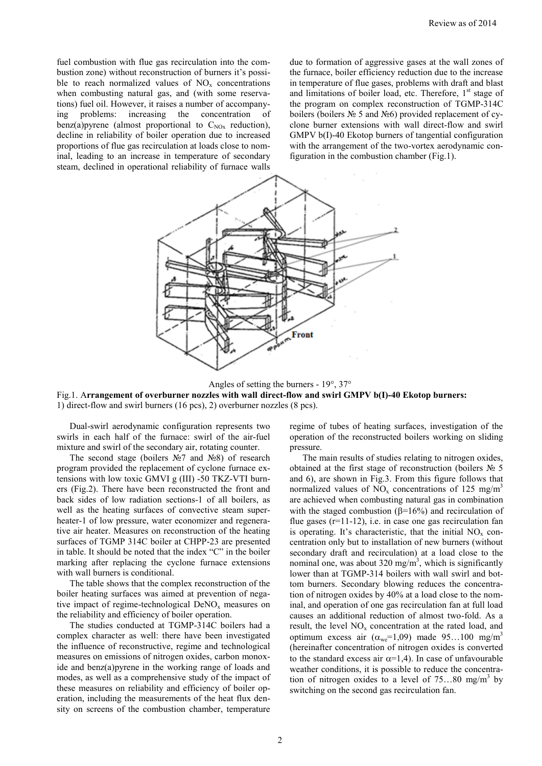fuel combustion with flue gas recirculation into the combustion zone) without reconstruction of burners it's possible to reach normalized values of $NO_x$ concentrations when combusting natural gas, and (with some reservations) fuel oil. However, it raises a number of accompanying problems: increasing the concentration of benz(a)pyrene (almost proportional to $C_{NOx}$ reduction), decline in reliability of boiler operation due to increased proportions of flue gas recirculation at loads close to nominal, leading to an increase in temperature of secondary steam, declined in operational reliability of furnace walls due to formation of aggressive gases at the wall zones of the furnace, boiler efficiency reduction due to the increase in temperature of flue gases, problems with draft and blast and limitations of boiler load, etc. Therefore, 1[st] stage of the program on complex reconstruction of TGMP-314C boilers (boilers № 5 and №6) provided replacement of cyclone burner extensions with wall direct-flow and swirl GMPV b(I)-40 Ekotop burners of tangential configuration with the arrangement of the two-vortex aerodynamic configuration in the combustion chamber (Fig.1).

Angles of setting the burners - 19°, 37°

Fig.1. **Arrangement of overburner nozzles with wall direct-flow and swirl GMPV b(I)-40 Ekotop burners:** 1) direct-flow and swirl burners (16 pcs), 2) overburner nozzles (8 pcs).

Dual-swirl aerodynamic configuration represents two swirls in each half of the furnace: swirl of the air-fuel mixture and swirl of the secondary air, rotating counter.

The second stage (boilers №7 and №8) of research program provided the replacement of cyclone furnace extensions with low toxic GMVI g (III) -50 TKZ-VTI burners (Fig.2). There have been reconstructed the front and back sides of low radiation sections-1 of all boilers, as well as the heating surfaces of convective steam superheater-1 of low pressure, water economizer and regenerative air heater. Measures on reconstruction of the heating surfaces of TGMP 314C boiler at CHPP-23 are presented in table. It should be noted that the index "C" in the boiler marking after replacing the cyclone furnace extensions with wall burners is conditional.

The table shows that the complex reconstruction of the boiler heating surfaces was aimed at prevention of negative impact of regime-technological $DeNO_x$ measures on the reliability and efficiency of boiler operation.

The studies conducted at TGMP-314C boilers had a complex character as well: there have been investigated the influence of reconstructive, regime and technological measures on emissions of nitrogen oxides, carbon monoxide and benz(a)pyrene in the working range of loads and modes, as well as a comprehensive study of the impact of these measures on reliability and efficiency of boiler operation, including the measurements of the heat flux density on screens of the combustion chamber, temperature regime of tubes of heating surfaces, investigation of the operation of the reconstructed boilers working on sliding pressure.

The main results of studies relating to nitrogen oxides, obtained at the first stage of reconstruction (boilers № 5 and 6), are shown in Fig.3. From this figure follows that normalized values of $NO_x$ concentrations of 125 mg/m$^3$ are achieved when combusting natural gas in combination with the staged combustion ($\beta$=16%) and recirculation of flue gases (r=11-12), i.e. in case one gas recirculation fan is operating. It's characteristic, that the initial $NO_x$ concentration only but to installation of new burners (without secondary draft and recirculation) at a load close to the nominal one, was about 320 mg/m$^3$, which is significantly lower than at TGMP-314 boilers with wall swirl and bottom burners. Secondary blowing reduces the concentration of nitrogen oxides by 40% at a load close to the nominal, and operation of one gas recirculation fan at full load causes an additional reduction of almost two-fold. As a result, the level $NO_x$ concentration at the rated load, and optimum excess air ($\alpha_{we}$=1,09) made 95…100 mg/m$^3$ (hereinafter concentration of nitrogen oxides is converted to the standard excess air $\alpha$=1,4). In case of unfavourable weather conditions, it is possible to reduce the concentration of nitrogen oxides to a level of 75…80 mg/m$^3$ by switching on the second gas recirculation fan.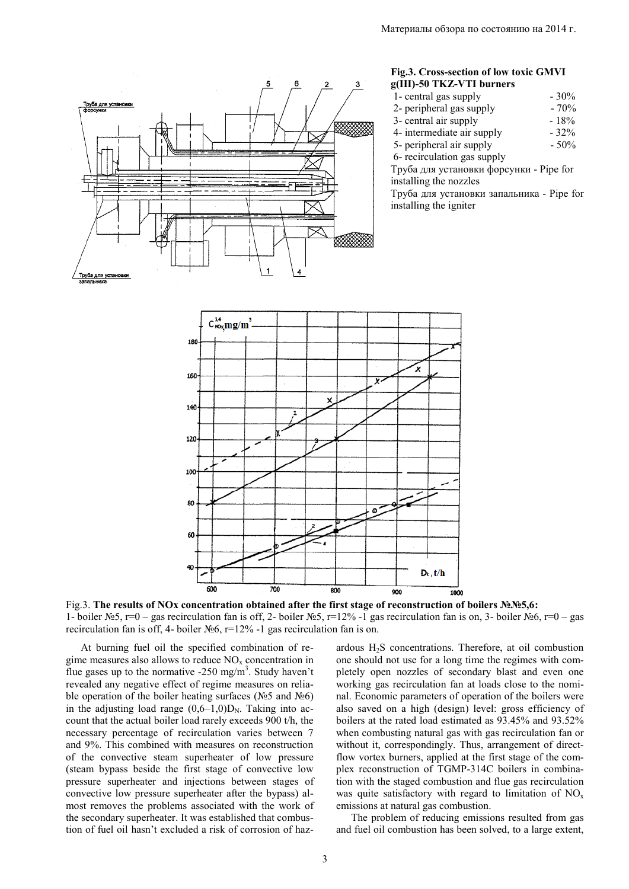**Fig.3. Cross-section of low toxic GMVI g(III)-50 TKZ-VTI burners**

1- central gas supply - 30%
2- peripheral gas supply - 70%
3- central air supply - 18%
4- intermediate air supply - 32%
5- peripheral air supply - 50%
6- recirculation gas supply

Труба для установки форсунки - Pipe for installing the nozzles

Труба для установки запальника - Pipe for installing the igniter

Fig.3. **The results of NOx concentration obtained after the first stage of reconstruction of boilers №№5,6:**
1- boiler №5, r=0 – gas recirculation fan is off, 2- boiler №5, r=12% -1 gas recirculation fan is on, 3- boiler №6, r=0 – gas recirculation fan is off, 4- boiler №6, r=12% -1 gas recirculation fan is on.

At burning fuel oil the specified combination of regime measures also allows to reduce $NO_x$ concentration in flue gases up to the normative -250 mg/m$^3$. Study haven't revealed any negative effect of regime measures on reliable operation of the boiler heating surfaces (№5 and №6) in the adjusting load range $(0,6–1,0)D_N$. Taking into account that the actual boiler load rarely exceeds 900 t/h, the necessary percentage of recirculation varies between 7 and 9%. This combined with measures on reconstruction of the convective steam superheater of low pressure (steam bypass beside the first stage of convective low pressure superheater and injections between stages of convective low pressure superheater after the bypass) almost removes the problems associated with the work of the secondary superheater. It was established that combustion of fuel oil hasn't excluded a risk of corrosion of hazardous $H_2S$ concentrations. Therefore, at oil combustion one should not use for a long time the regimes with completely open nozzles of secondary blast and even one working gas recirculation fan at loads close to the nominal. Economic parameters of operation of the boilers were also saved on a high (design) level: gross efficiency of boilers at the rated load estimated as 93.45% and 93.52% when combusting natural gas with gas recirculation fan or without it, correspondingly. Thus, arrangement of direct-flow vortex burners, applied at the first stage of the complex reconstruction of TGMP-314C boilers in combination with the staged combustion and flue gas recirculation was quite satisfactory with regard to limitation of $NO_x$ emissions at natural gas combustion.

The problem of reducing emissions resulted from gas and fuel oil combustion has been solved, to a large extent,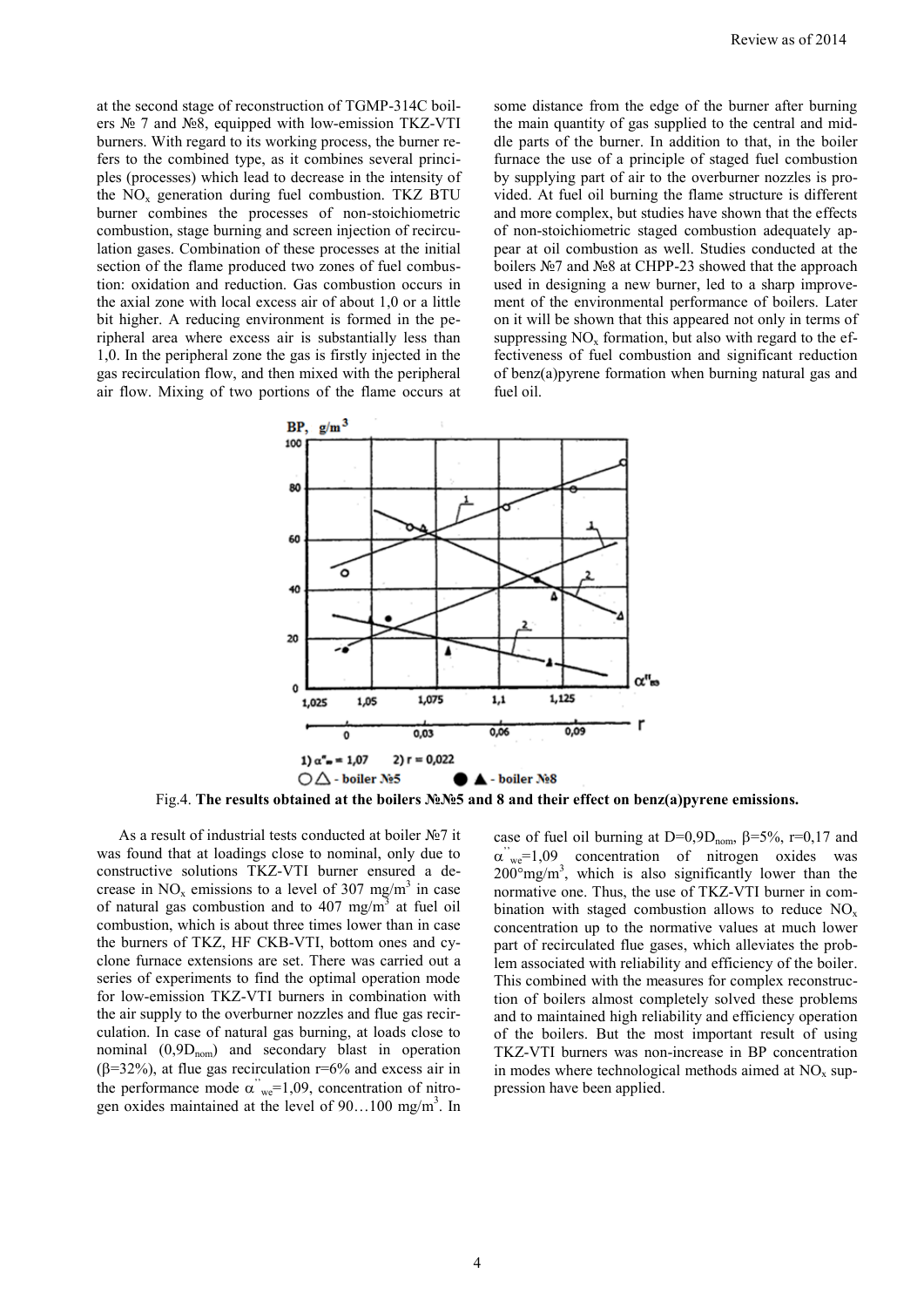at the second stage of reconstruction of TGMP-314C boilers № 7 and №8, equipped with low-emission TKZ-VTI burners. With regard to its working process, the burner refers to the combined type, as it combines several principles (processes) which lead to decrease in the intensity of the $NO_x$ generation during fuel combustion. TKZ BTU burner combines the processes of non-stoichiometric combustion, stage burning and screen injection of recirculation gases. Combination of these processes at the initial section of the flame produced two zones of fuel combustion: oxidation and reduction. Gas combustion occurs in the axial zone with local excess air of about 1,0 or a little bit higher. A reducing environment is formed in the peripheral area where excess air is substantially less than 1,0. In the peripheral zone the gas is firstly injected in the gas recirculation flow, and then mixed with the peripheral air flow. Mixing of two portions of the flame occurs at some distance from the edge of the burner after burning the main quantity of gas supplied to the central and middle parts of the burner. In addition to that, in the boiler furnace the use of a principle of staged fuel combustion by supplying part of air to the overburner nozzles is provided. At fuel oil burning the flame structure is different and more complex, but studies have shown that the effects of non-stoichiometric staged combustion adequately appear at oil combustion as well. Studies conducted at the boilers №7 and №8 at CHPP-23 showed that the approach used in designing a new burner, led to a sharp improvement of the environmental performance of boilers. Later on it will be shown that this appeared not only in terms of suppressing $NO_x$ formation, but also with regard to the effectiveness of fuel combustion and significant reduction of benz(a)pyrene formation when burning natural gas and fuel oil.

Fig.4. **The results obtained at the boilers №№5 and 8 and their effect on benz(a)pyrene emissions.**

As a result of industrial tests conducted at boiler №7 it was found that at loadings close to nominal, only due to constructive solutions TKZ-VTI burner ensured a decrease in $NO_x$ emissions to a level of 307 mg/m$^3$ in case of natural gas combustion and to 407 mg/m$^3$ at fuel oil combustion, which is about three times lower than in case the burners of TKZ, HF CKB-VTI, bottom ones and cyclone furnace extensions are set. There was carried out a series of experiments to find the optimal operation mode for low-emission TKZ-VTI burners in combination with the air supply to the overburner nozzles and flue gas recirculation. In case of natural gas burning, at loads close to nominal ($0,9D_{nom}$) and secondary blast in operation ($\beta$=32%), at flue gas recirculation r=6% and excess air in the performance mode $\alpha''_{we}$=1,09, concentration of nitrogen oxides maintained at the level of 90…100 mg/m$^3$. In case of fuel oil burning at D=$0,9D_{nom}$, $\beta$=5%, r=0,17 and $\alpha''_{we}$=1,09 concentration of nitrogen oxides was 200°mg/m$^3$, which is also significantly lower than the normative one. Thus, the use of TKZ-VTI burner in combination with staged combustion allows to reduce $NO_x$ concentration up to the normative values at much lower part of recirculated flue gases, which alleviates the problem associated with reliability and efficiency of the boiler. This combined with the measures for complex reconstruction of boilers almost completely solved these problems and to maintained high reliability and efficiency operation of the boilers. But the most important result of using TKZ-VTI burners was non-increase in BP concentration in modes where technological methods aimed at $NO_x$ suppression have been applied.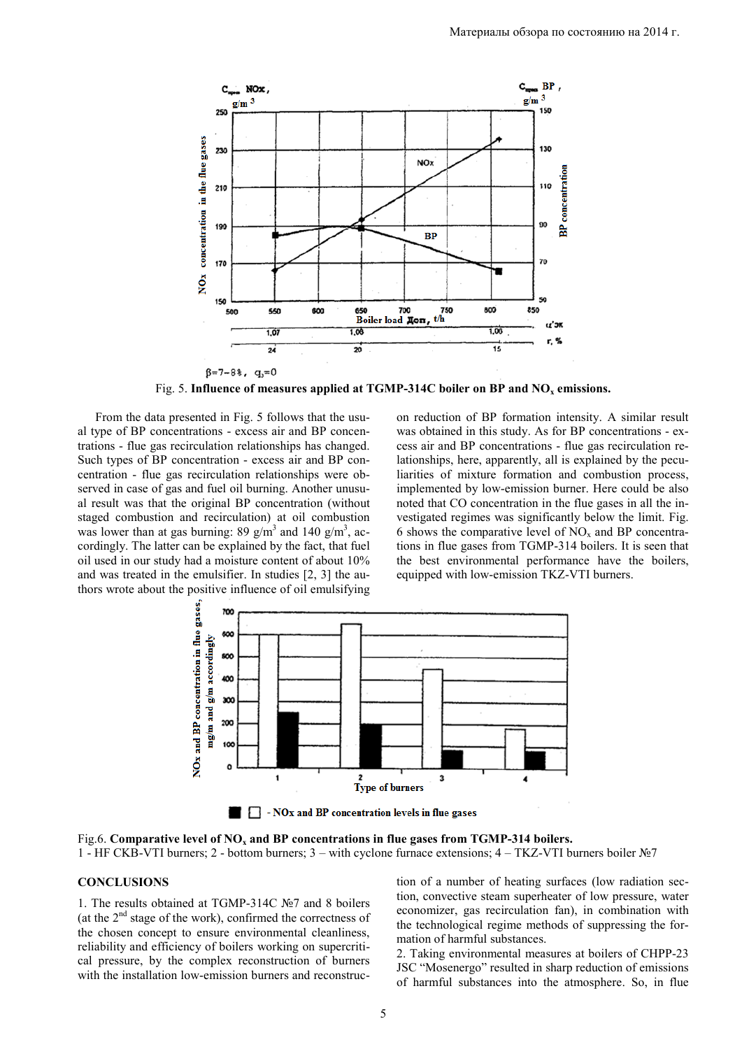$\beta$=7–8%, $q_3$=0

Fig. 5. **Influence of measures applied at TGMP-314C boiler on BP and $NO_x$ emissions.**

From the data presented in Fig. 5 follows that the usual type of BP concentrations - excess air and BP concentrations - flue gas recirculation relationships has changed. Such types of BP concentration - excess air and BP concentration - flue gas recirculation relationships were observed in case of gas and fuel oil burning. Another unusual result was that the original BP concentration (without staged combustion and recirculation) at oil combustion was lower than at gas burning: 89 g/m$^3$ and 140 g/m$^3$, accordingly. The latter can be explained by the fact, that fuel oil used in our study had a moisture content of about 10% and was treated in the emulsifier. In studies [2, 3] the authors wrote about the positive influence of oil emulsifying on reduction of BP formation intensity. A similar result was obtained in this study. As for BP concentrations - excess air and BP concentrations - flue gas recirculation relationships, here, apparently, all is explained by the peculiarities of mixture formation and combustion process, implemented by low-emission burner. Here could be also noted that CO concentration in the flue gases in all the investigated regimes was significantly below the limit. Fig. 6 shows the comparative level of $NO_x$ and BP concentrations in flue gases from TGMP-314 boilers. It is seen that the best environmental performance have the boilers, equipped with low-emission TKZ-VTI burners.

Fig.6. **Comparative level of $NO_x$ and BP concentrations in flue gases from TGMP-314 boilers.**
1 - HF CKB-VTI burners; 2 - bottom burners; 3 – with cyclone furnace extensions; 4 – TKZ-VTI burners boiler №7

## CONCLUSIONS

1. The results obtained at TGMP-314C №7 and 8 boilers (at the 2$^{nd}$ stage of the work), confirmed the correctness of the chosen concept to ensure environmental cleanliness, reliability and efficiency of boilers working on supercritical pressure, by the complex reconstruction of burners with the installation low-emission burners and reconstruction of a number of heating surfaces (low radiation section, convective steam superheater of low pressure, water economizer, gas recirculation fan), in combination with the technological regime methods of suppressing the formation of harmful substances.

2. Taking environmental measures at boilers of CHPP-23 JSC "Mosenergo" resulted in sharp reduction of emissions of harmful substances into the atmosphere. So, in flue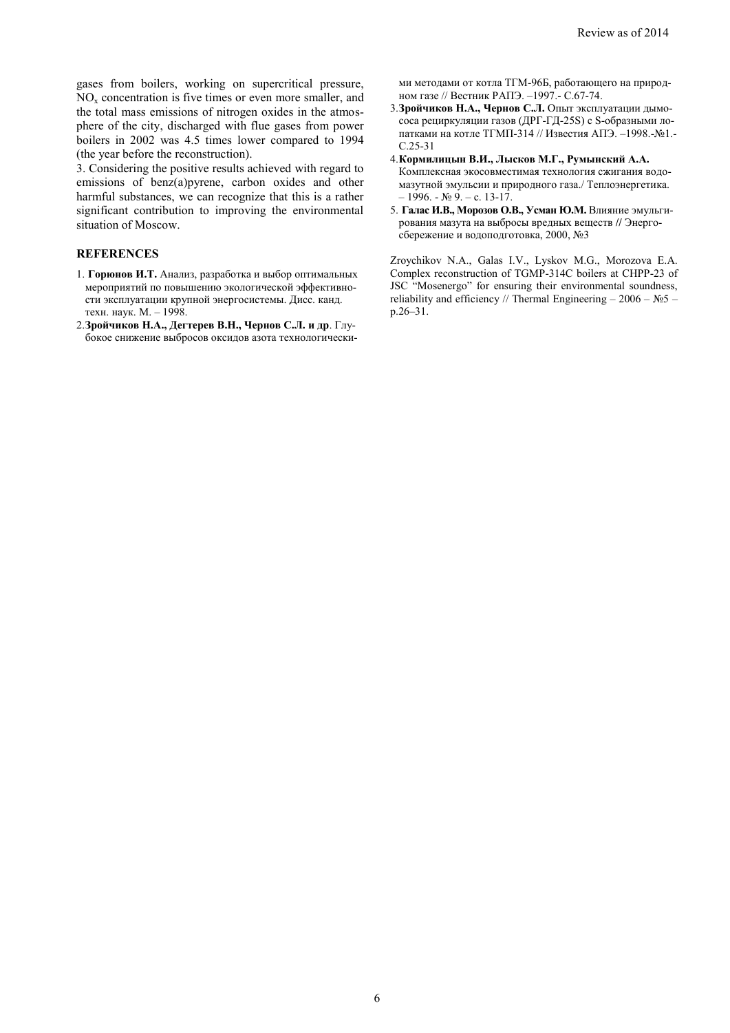gases from boilers, working on supercritical pressure, $NO_x$ concentration is five times or even more smaller, and the total mass emissions of nitrogen oxides in the atmosphere of the city, discharged with flue gases from power boilers in 2002 was 4.5 times lower compared to 1994 (the year before the reconstruction).

3. Considering the positive results achieved with regard to emissions of benz(a)pyrene, carbon oxides and other harmful substances, we can recognize that this is a rather significant contribution to improving the environmental situation of Moscow.

## REFERENCES

1. **Горюнов И.Т.** Анализ, разработка и выбор оптимальных мероприятий по повышению экологической эффективности эксплуатации крупной энергосистемы. Дисс. канд. техн. наук. М. – 1998.
2. **Зройчиков Н.А., Дегтерев В.Н., Чернов С.Л. и др**. Глубокое снижение выбросов оксидов азота технологическими методами от котла ТГМ-96Б, работающего на природном газе // Вестник РАПЭ. –1997.- С.67-74.
3. **Зройчиков Н.А., Чернов С.Л.** Опыт эксплуатации дымососа рециркуляции газов (ДРГ-ГД-25S) с S-образными лопатками на котле ТГМП-314 // Известия АПЭ. –1998.-№1.- С.25-31
4. **Кормилицын В.И., Лысков М.Г., Румынский А.А.** Комплексная экосовместимая технология сжигания водомазутной эмульсии и природного газа./ Теплоэнергетика. – 1996. - № 9. – с. 13-17.
5. **Галас И.В., Морозов О.В., Усман Ю.М.** Влияние эмульгирования мазута на выбросы вредных веществ // Энергосбережение и водоподготовка, 2000, №3

Zroychikov N.A., Galas I.V., Lyskov M.G., Morozova E.A. Complex reconstruction of TGMP-314C boilers at CHPP-23 of JSC "Mosenergo" for ensuring their environmental soundness, reliability and efficiency // Thermal Engineering – 2006 – №5 – p.26–31.